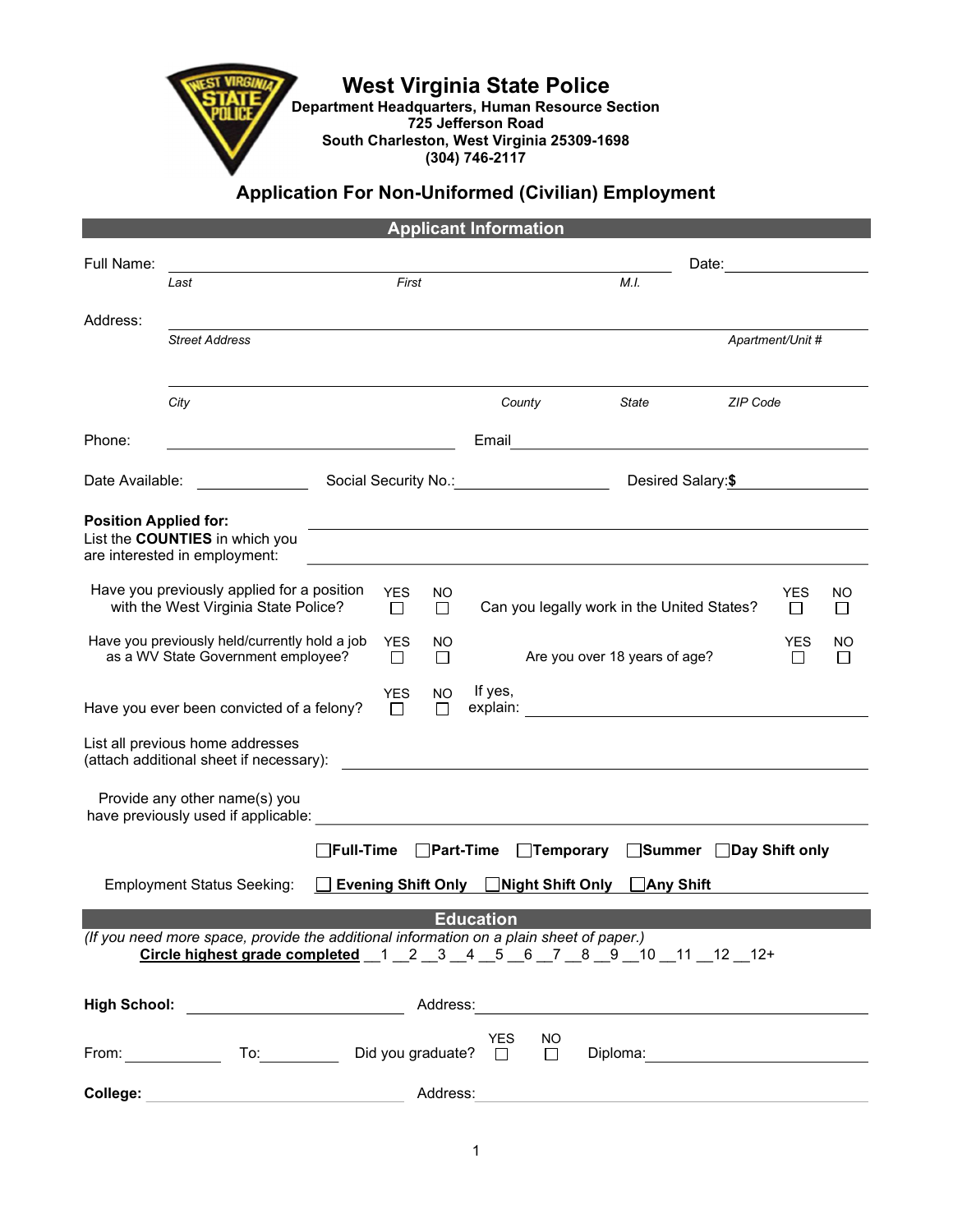# West Virginia State Police

**Department Headquarters, Human Resource Section**
**725 Jefferson Road**
**South Charleston, West Virginia 25309-1698**
**(304) 746-2117**

## Application For Non-Uniformed (Civilian) Employment

## Applicant Information

Full Name: ______________________________________________ Date: ______________
*Last* *First* *M.I.*

Address: ______________________________________________________________
*Street Address* *Apartment/Unit #*

______________________________________________________________
*City* *County* *State* *ZIP Code*

Phone: ____________________ Email ______________________________

Date Available: ____________ Social Security No.: ________________ Desired Salary: **$** ____________

**Position Applied for:** ______________________________________________

List the **COUNTIES** in which you are interested in employment: ______________________________________________

Have you previously applied for a position with the West Virginia State Police? YES ☐ NO ☐

Can you legally work in the United States? YES ☐ NO ☐

Have you previously held/currently hold a job as a WV State Government employee? YES ☐ NO ☐

Are you over 18 years of age? YES ☐ NO ☐

Have you ever been convicted of a felony? YES ☐ NO ☐ If yes, explain: ______________________________

List all previous home addresses (attach additional sheet if necessary): ______________________________

Provide any other name(s) you have previously used if applicable: ______________________________

Employment Status Seeking:
☐ **Full-Time** ☐ **Part-Time** ☐ **Temporary** ☐ **Summer** ☐ **Day Shift only**
☐ **Evening Shift Only** ☐ **Night Shift Only** ☐ **Any Shift**

## Education

*(If you need more space, provide the additional information on a plain sheet of paper.)*

**Circle highest grade completed** __1 __2 __3 __4 __5 __6 __7 __8 __9 __10 __11 __12 __12+

**High School:** ____________________ Address: ______________________________

From: __________ To: __________ Did you graduate? YES ☐ NO ☐ Diploma: ____________________

**College:** ____________________ Address: ______________________________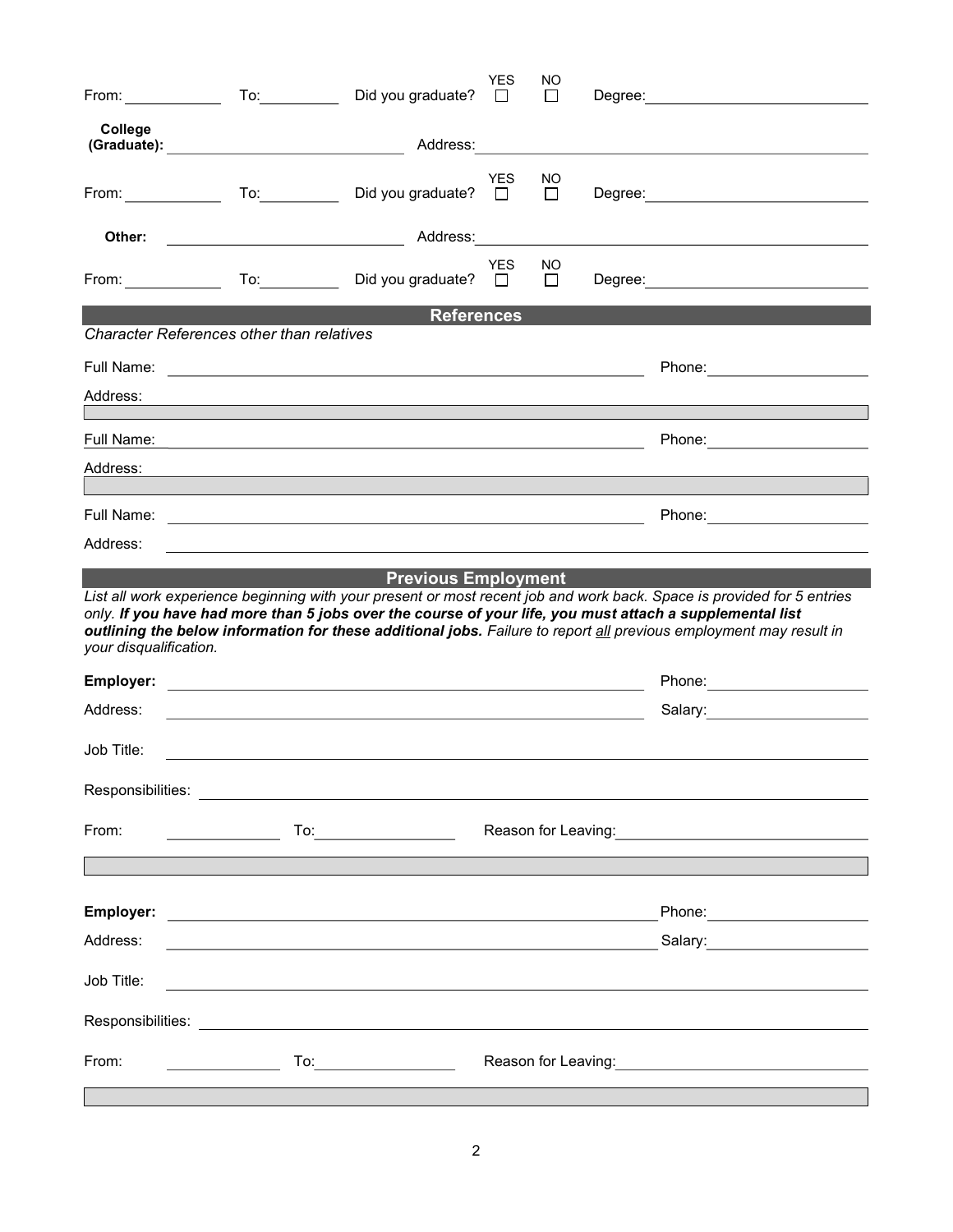From: ____________ To: __________ Did you graduate? YES ☐ NO ☐ Degree: ____________________________

**College (Graduate):** ______________________________ Address: ______________________________________________

From: ____________ To: __________ Did you graduate? YES ☐ NO ☐ Degree: ____________________________

**Other:** ______________________________ Address: ______________________________________________

From: ____________ To: __________ Did you graduate? YES ☐ NO ☐ Degree: ____________________________

## References

*Character References other than relatives*

Full Name: ____________________________________________________________ Phone: ____________________

Address: ______________________________________________________________________________________

Full Name: ____________________________________________________________ Phone: ____________________

Address: ______________________________________________________________________________________

Full Name: ____________________________________________________________ Phone: ____________________

Address: ______________________________________________________________________________________

## Previous Employment

*List all work experience beginning with your present or most recent job and work back. Space is provided for 5 entries only.* ***If you have had more than 5 jobs over the course of your life, you must attach a supplemental list outlining the below information for these additional jobs.*** *Failure to report all previous employment may result in your disqualification.*

**Employer:** ____________________________________________________________ Phone: ____________________

Address: ____________________________________________________________ Salary: ____________________

Job Title: ______________________________________________________________________________________

Responsibilities: _______________________________________________________________________________

From: ______________ To: __________________ Reason for Leaving: ______________________________

**Employer:** ____________________________________________________________ Phone: ____________________

Address: ____________________________________________________________ Salary: ____________________

Job Title: ______________________________________________________________________________________

Responsibilities: _______________________________________________________________________________

From: ______________ To: __________________ Reason for Leaving: ______________________________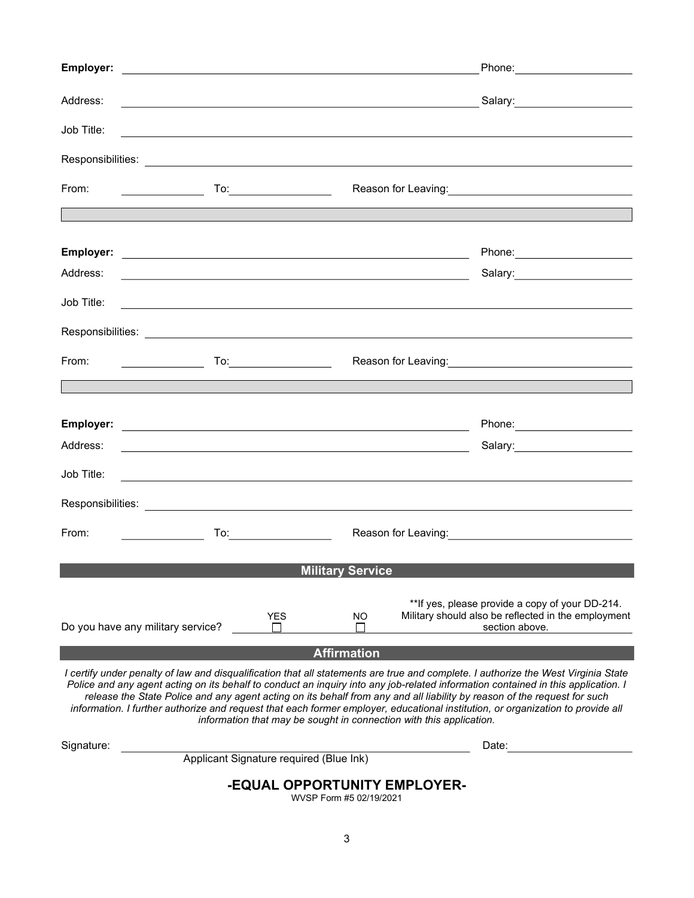**Employer:** ______________________ Phone: ______________________

Address: ______________________ Salary: ______________________

Job Title: ______________________

Responsibilities: ______________________

From: __________ To: __________ Reason for Leaving: ______________________

**Employer:** ______________________ Phone: ______________________

Address: ______________________ Salary: ______________________

Job Title: ______________________

Responsibilities: ______________________

From: __________ To: __________ Reason for Leaving: ______________________

**Employer:** ______________________ Phone: ______________________

Address: ______________________ Salary: ______________________

Job Title: ______________________

Responsibilities: ______________________

From: __________ To: __________ Reason for Leaving: ______________________

## Military Service

Do you have any military service? YES ☐ NO ☐

**If yes, please provide a copy of your DD-214. Military should also be reflected in the employment section above.

## Affirmation

*I certify under penalty of law and disqualification that all statements are true and complete. I authorize the West Virginia State Police and any agent acting on its behalf to conduct an inquiry into any job-related information contained in this application. I release the State Police and any agent acting on its behalf from any and all liability by reason of the request for such information. I further authorize and request that each former employer, educational institution, or organization to provide all information that may be sought in connection with this application.*

Signature: ______________________ Date: ______________________

Applicant Signature required (Blue Ink)

**-EQUAL OPPORTUNITY EMPLOYER-**

WVSP Form #5 02/19/2021